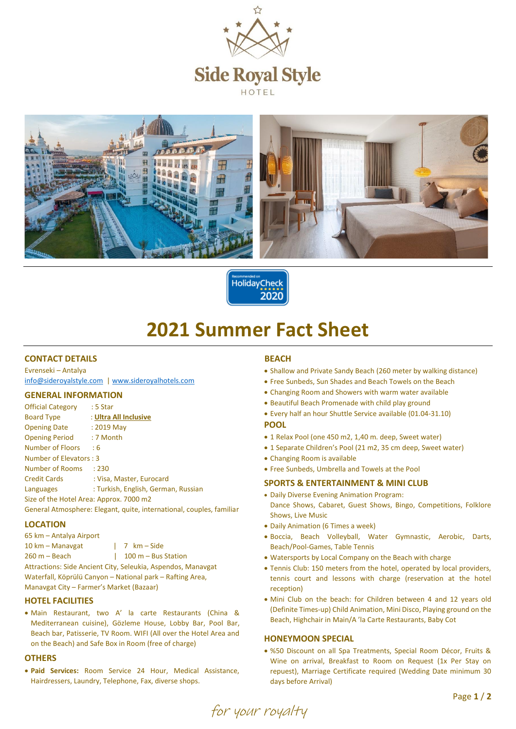Side Royal Style

HOTEL

Recommended on HolidayCheck 2020

# 2021 Summer Fact Sheet

## CONTACT DETAILS

Evrenseki – Antalya
info@sideroyalstyle.com | www.sideroyalhotels.com

## GENERAL INFORMATION

Official Category : 5 Star
Board Type : **Ultra All Inclusive**
Opening Date : 2019 May
Opening Period : 7 Month
Number of Floors : 6
Number of Elevators : 3
Number of Rooms : 230
Credit Cards : Visa, Master, Eurocard
Languages : Turkish, English, German, Russian
Size of the Hotel Area: Approx. 7000 m2
General Atmosphere: Elegant, quite, international, couples, familiar

## LOCATION

65 km – Antalya Airport
10 km – Manavgat | 7 km – Side
260 m – Beach | 100 m – Bus Station
Attractions: Side Ancient City, Seleukia, Aspendos, Manavgat Waterfall, Köprülü Canyon – National park – Rafting Area, Manavgat City – Farmer's Market (Bazaar)

## HOTEL FACILITIES

- Main Restaurant, two A' la carte Restaurants (China & Mediterranean cuisine), Gözleme House, Lobby Bar, Pool Bar, Beach bar, Patisserie, TV Room. WIFI (All over the Hotel Area and on the Beach) and Safe Box in Room (free of charge)

## OTHERS

- **Paid Services:** Room Service 24 Hour, Medical Assistance, Hairdressers, Laundry, Telephone, Fax, diverse shops.

## BEACH

- Shallow and Private Sandy Beach (260 meter by walking distance)
- Free Sunbeds, Sun Shades and Beach Towels on the Beach
- Changing Room and Showers with warm water available
- Beautiful Beach Promenade with child play ground
- Every half an hour Shuttle Service available (01.04-31.10)

## POOL

- 1 Relax Pool (one 450 m2, 1,40 m. deep, Sweet water)
- 1 Separate Children's Pool (21 m2, 35 cm deep, Sweet water)
- Changing Room is available
- Free Sunbeds, Umbrella and Towels at the Pool

## SPORTS & ENTERTAINMENT & MINI CLUB

- Daily Diverse Evening Animation Program:
  Dance Shows, Cabaret, Guest Shows, Bingo, Competitions, Folklore Shows, Live Music
- Daily Animation (6 Times a week)
- Boccia, Beach Volleyball, Water Gymnastic, Aerobic, Darts, Beach/Pool-Games, Table Tennis
- Watersports by Local Company on the Beach with charge
- Tennis Club: 150 meters from the hotel, operated by local providers, tennis court and lessons with charge (reservation at the hotel reception)
- Mini Club on the beach: for Children between 4 and 12 years old (Definite Times-up) Child Animation, Mini Disco, Playing ground on the Beach, Highchair in Main/A 'la Carte Restaurants, Baby Cot

## HONEYMOON SPECIAL

- %50 Discount on all Spa Treatments, Special Room Décor, Fruits & Wine on arrival, Breakfast to Room on Request (1x Per Stay on repuest), Marriage Certificate required (Wedding Date minimum 30 days before Arrival)

*for your royalty*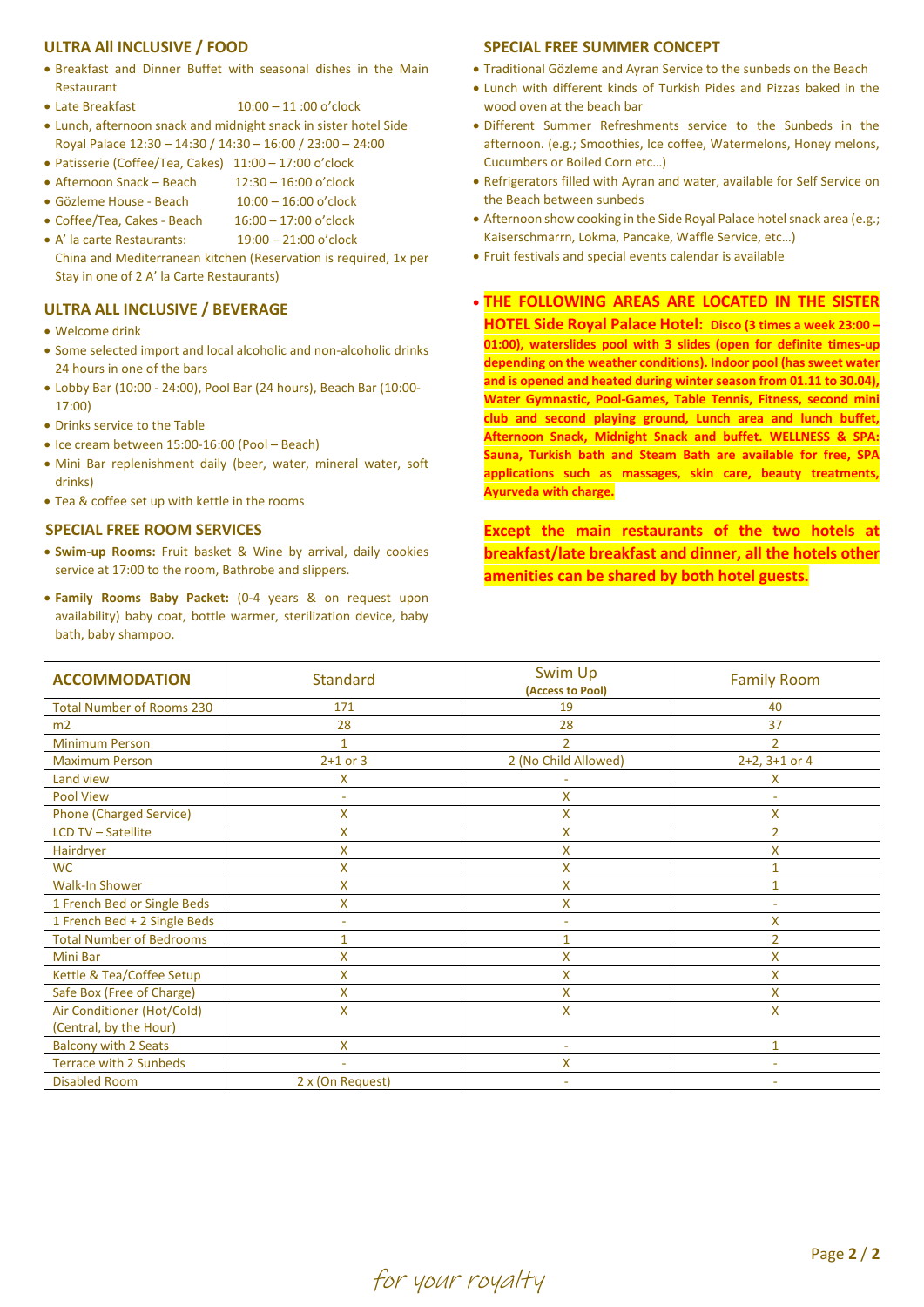## ULTRA All INCLUSIVE / FOOD

- Breakfast and Dinner Buffet with seasonal dishes in the Main Restaurant
- Late Breakfast 10:00 – 11 :00 o'clock
- Lunch, afternoon snack and midnight snack in sister hotel Side Royal Palace 12:30 – 14:30 / 14:30 – 16:00 / 23:00 – 24:00
- Patisserie (Coffee/Tea, Cakes) 11:00 – 17:00 o'clock
- Afternoon Snack – Beach 12:30 – 16:00 o'clock
- Gözleme House - Beach 10:00 – 16:00 o'clock
- Coffee/Tea, Cakes - Beach 16:00 – 17:00 o'clock
- A' la carte Restaurants: 19:00 – 21:00 o'clock
  China and Mediterranean kitchen (Reservation is required, 1x per Stay in one of 2 A' la Carte Restaurants)

## ULTRA ALL INCLUSIVE / BEVERAGE

- Welcome drink
- Some selected import and local alcoholic and non-alcoholic drinks 24 hours in one of the bars
- Lobby Bar (10:00 - 24:00), Pool Bar (24 hours), Beach Bar (10:00-17:00)
- Drinks service to the Table
- Ice cream between 15:00-16:00 (Pool – Beach)
- Mini Bar replenishment daily (beer, water, mineral water, soft drinks)
- Tea & coffee set up with kettle in the rooms

## SPECIAL FREE ROOM SERVICES

- **Swim-up Rooms:** Fruit basket & Wine by arrival, daily cookies service at 17:00 to the room, Bathrobe and slippers.
- **Family Rooms Baby Packet:** (0-4 years & on request upon availability) baby coat, bottle warmer, sterilization device, baby bath, baby shampoo.

## SPECIAL FREE SUMMER CONCEPT

- Traditional Gözleme and Ayran Service to the sunbeds on the Beach
- Lunch with different kinds of Turkish Pides and Pizzas baked in the wood oven at the beach bar
- Different Summer Refreshments service to the Sunbeds in the afternoon. (e.g.; Smoothies, Ice coffee, Watermelons, Honey melons, Cucumbers or Boiled Corn etc…)
- Refrigerators filled with Ayran and water, available for Self Service on the Beach between sunbeds
- Afternoon show cooking in the Side Royal Palace hotel snack area (e.g.; Kaiserschmarrn, Lokma, Pancake, Waffle Service, etc…)
- Fruit festivals and special events calendar is available

- **THE FOLLOWING AREAS ARE LOCATED IN THE SISTER HOTEL Side Royal Palace Hotel: Disco (3 times a week 23:00 – 01:00), waterslides pool with 3 slides (open for definite times-up depending on the weather conditions). Indoor pool (has sweet water and is opened and heated during winter season from 01.11 to 30.04), Water Gymnastic, Pool-Games, Table Tennis, Fitness, second mini club and second playing ground, Lunch area and lunch buffet, Afternoon Snack, Midnight Snack and buffet. WELLNESS & SPA: Sauna, Turkish bath and Steam Bath are available for free, SPA applications such as massages, skin care, beauty treatments, Ayurveda with charge.**

**Except the main restaurants of the two hotels at breakfast/late breakfast and dinner, all the hotels other amenities can be shared by both hotel guests.**

| ACCOMMODATION | Standard | Swim Up (Access to Pool) | Family Room |
|---|---|---|---|
| Total Number of Rooms 230 | 171 | 19 | 40 |
| m2 | 28 | 28 | 37 |
| Minimum Person | 1 | 2 | 2 |
| Maximum Person | 2+1 or 3 | 2 (No Child Allowed) | 2+2, 3+1 or 4 |
| Land view | X | - | X |
| Pool View | - | X | - |
| Phone (Charged Service) | X | X | X |
| LCD TV – Satellite | X | X | 2 |
| Hairdryer | X | X | X |
| WC | X | X | 1 |
| Walk-In Shower | X | X | 1 |
| 1 French Bed or Single Beds | X | X | - |
| 1 French Bed + 2 Single Beds | - | - | X |
| Total Number of Bedrooms | 1 | 1 | 2 |
| Mini Bar | X | X | X |
| Kettle & Tea/Coffee Setup | X | X | X |
| Safe Box (Free of Charge) | X | X | X |
| Air Conditioner (Hot/Cold) (Central, by the Hour) | X | X | X |
| Balcony with 2 Seats | X | - | 1 |
| Terrace with 2 Sunbeds | - | X | - |
| Disabled Room | 2 x (On Request) | - | - |

for your royalty